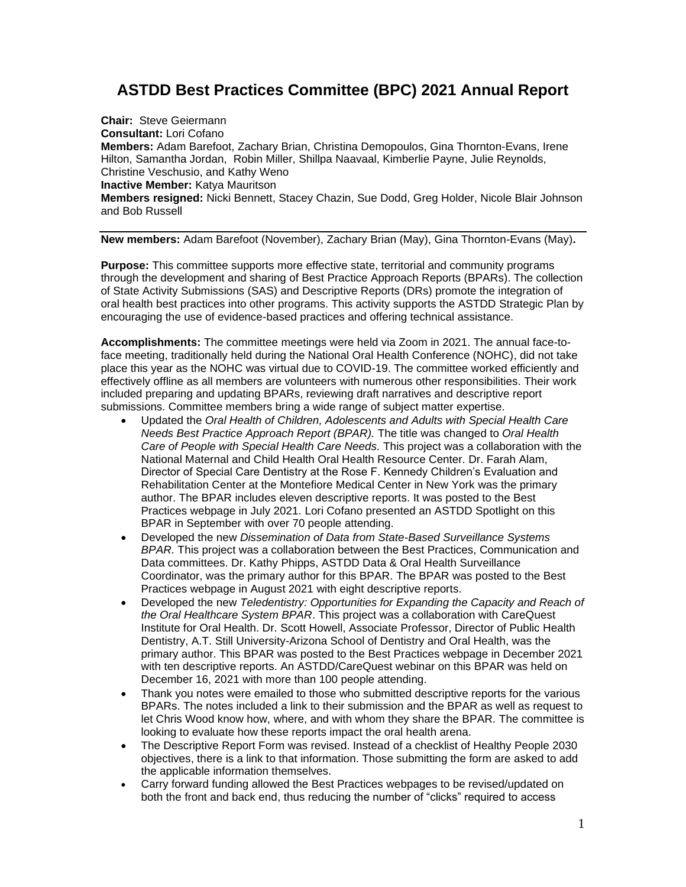# ASTDD Best Practices Committee (BPC) 2021 Annual Report

**Chair:** Steve Geiermann
**Consultant:** Lori Cofano
**Members:** Adam Barefoot, Zachary Brian, Christina Demopoulos, Gina Thornton-Evans, Irene Hilton, Samantha Jordan, Robin Miller, Shillpa Naavaal, Kimberlie Payne, Julie Reynolds, Christine Veschusio, and Kathy Weno
**Inactive Member:** Katya Mauritson
**Members resigned:** Nicki Bennett, Stacey Chazin, Sue Dodd, Greg Holder, Nicole Blair Johnson and Bob Russell

---

**New members:** Adam Barefoot (November), Zachary Brian (May), Gina Thornton-Evans (May)**.**

**Purpose:** This committee supports more effective state, territorial and community programs through the development and sharing of Best Practice Approach Reports (BPARs). The collection of State Activity Submissions (SAS) and Descriptive Reports (DRs) promote the integration of oral health best practices into other programs. This activity supports the ASTDD Strategic Plan by encouraging the use of evidence-based practices and offering technical assistance.

**Accomplishments:** The committee meetings were held via Zoom in 2021. The annual face-to-face meeting, traditionally held during the National Oral Health Conference (NOHC), did not take place this year as the NOHC was virtual due to COVID-19. The committee worked efficiently and effectively offline as all members are volunteers with numerous other responsibilities. Their work included preparing and updating BPARs, reviewing draft narratives and descriptive report submissions. Committee members bring a wide range of subject matter expertise.

- Updated the *Oral Health of Children, Adolescents and Adults with Special Health Care Needs Best Practice Approach Report (BPAR).* The title was changed to *Oral Health Care of People with Special Health Care Needs.* This project was a collaboration with the National Maternal and Child Health Oral Health Resource Center. Dr. Farah Alam, Director of Special Care Dentistry at the Rose F. Kennedy Children's Evaluation and Rehabilitation Center at the Montefiore Medical Center in New York was the primary author. The BPAR includes eleven descriptive reports. It was posted to the Best Practices webpage in July 2021. Lori Cofano presented an ASTDD Spotlight on this BPAR in September with over 70 people attending.
- Developed the new *Dissemination of Data from State-Based Surveillance Systems BPAR.* This project was a collaboration between the Best Practices, Communication and Data committees. Dr. Kathy Phipps, ASTDD Data & Oral Health Surveillance Coordinator, was the primary author for this BPAR. The BPAR was posted to the Best Practices webpage in August 2021 with eight descriptive reports.
- Developed the new *Teledentistry: Opportunities for Expanding the Capacity and Reach of the Oral Healthcare System BPAR*. This project was a collaboration with CareQuest Institute for Oral Health. Dr. Scott Howell, Associate Professor, Director of Public Health Dentistry, A.T. Still University-Arizona School of Dentistry and Oral Health, was the primary author. This BPAR was posted to the Best Practices webpage in December 2021 with ten descriptive reports. An ASTDD/CareQuest webinar on this BPAR was held on December 16, 2021 with more than 100 people attending.
- Thank you notes were emailed to those who submitted descriptive reports for the various BPARs. The notes included a link to their submission and the BPAR as well as request to let Chris Wood know how, where, and with whom they share the BPAR. The committee is looking to evaluate how these reports impact the oral health arena.
- The Descriptive Report Form was revised. Instead of a checklist of Healthy People 2030 objectives, there is a link to that information. Those submitting the form are asked to add the applicable information themselves.
- Carry forward funding allowed the Best Practices webpages to be revised/updated on both the front and back end, thus reducing the number of "clicks" required to access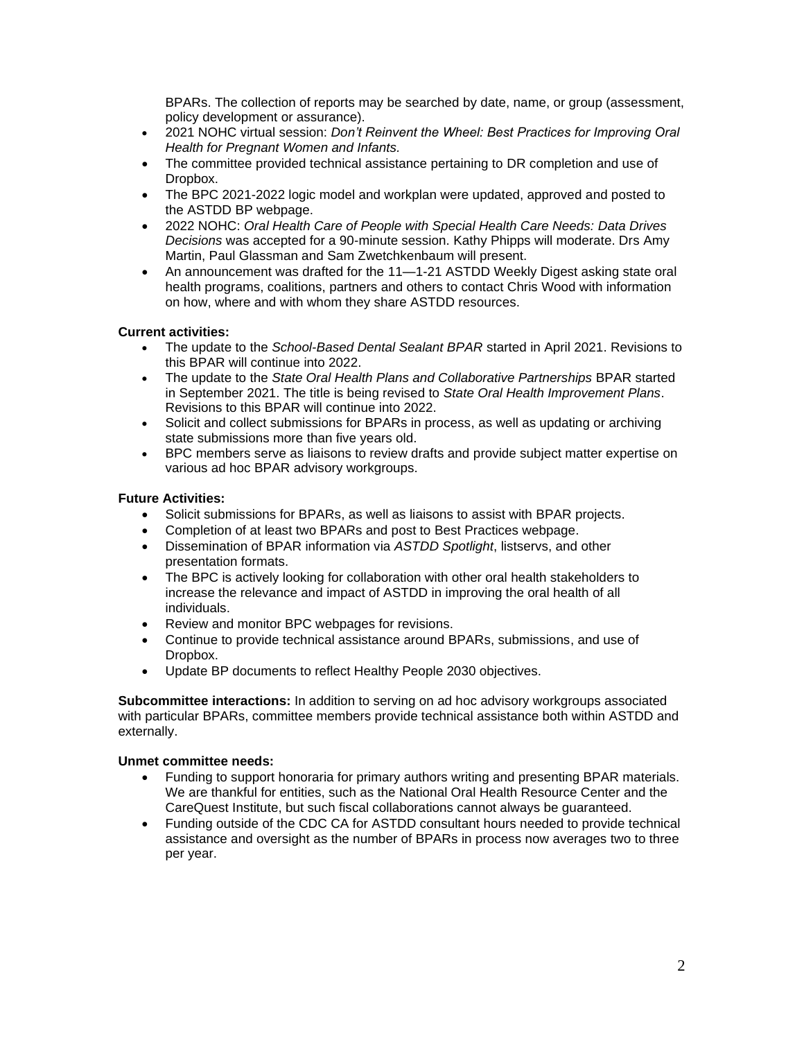BPARs. The collection of reports may be searched by date, name, or group (assessment, policy development or assurance).

- 2021 NOHC virtual session: *Don't Reinvent the Wheel: Best Practices for Improving Oral Health for Pregnant Women and Infants.*
- The committee provided technical assistance pertaining to DR completion and use of Dropbox.
- The BPC 2021-2022 logic model and workplan were updated, approved and posted to the ASTDD BP webpage.
- 2022 NOHC: *Oral Health Care of People with Special Health Care Needs: Data Drives Decisions* was accepted for a 90-minute session. Kathy Phipps will moderate. Drs Amy Martin, Paul Glassman and Sam Zwetchkenbaum will present.
- An announcement was drafted for the 11—1-21 ASTDD Weekly Digest asking state oral health programs, coalitions, partners and others to contact Chris Wood with information on how, where and with whom they share ASTDD resources.

**Current activities:**

- The update to the *School-Based Dental Sealant BPAR* started in April 2021. Revisions to this BPAR will continue into 2022.
- The update to the *State Oral Health Plans and Collaborative Partnerships* BPAR started in September 2021. The title is being revised to *State Oral Health Improvement Plans*. Revisions to this BPAR will continue into 2022.
- Solicit and collect submissions for BPARs in process, as well as updating or archiving state submissions more than five years old.
- BPC members serve as liaisons to review drafts and provide subject matter expertise on various ad hoc BPAR advisory workgroups.

**Future Activities:**

- Solicit submissions for BPARs, as well as liaisons to assist with BPAR projects.
- Completion of at least two BPARs and post to Best Practices webpage.
- Dissemination of BPAR information via *ASTDD Spotlight*, listservs, and other presentation formats.
- The BPC is actively looking for collaboration with other oral health stakeholders to increase the relevance and impact of ASTDD in improving the oral health of all individuals.
- Review and monitor BPC webpages for revisions.
- Continue to provide technical assistance around BPARs, submissions, and use of Dropbox.
- Update BP documents to reflect Healthy People 2030 objectives.

**Subcommittee interactions:** In addition to serving on ad hoc advisory workgroups associated with particular BPARs, committee members provide technical assistance both within ASTDD and externally.

**Unmet committee needs:**

- Funding to support honoraria for primary authors writing and presenting BPAR materials. We are thankful for entities, such as the National Oral Health Resource Center and the CareQuest Institute, but such fiscal collaborations cannot always be guaranteed.
- Funding outside of the CDC CA for ASTDD consultant hours needed to provide technical assistance and oversight as the number of BPARs in process now averages two to three per year.